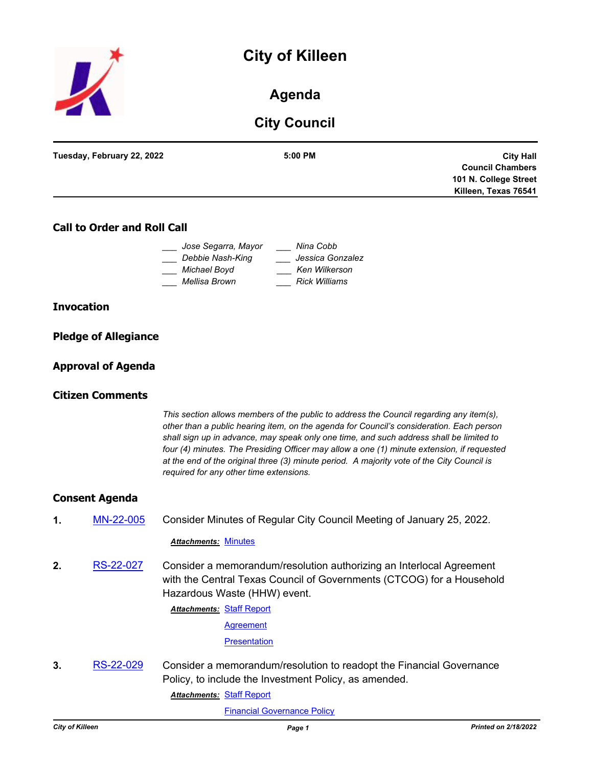# City of Killeen

## Agenda

## City Council

**Tuesday, February 22, 2022** | **5:00 PM** | **City Hall Council Chambers 101 N. College Street Killeen, Texas 76541**

### Call to Order and Roll Call

| | |
|---|---|
| ___ *Jose Segarra, Mayor* | ___ *Nina Cobb* |
| ___ *Debbie Nash-King* | ___ *Jessica Gonzalez* |
| ___ *Michael Boyd* | ___ *Ken Wilkerson* |
| ___ *Mellisa Brown* | ___ *Rick Williams* |

### Invocation

### Pledge of Allegiance

### Approval of Agenda

### Citizen Comments

*This section allows members of the public to address the Council regarding any item(s), other than a public hearing item, on the agenda for Council's consideration. Each person shall sign up in advance, may speak only one time, and such address shall be limited to four (4) minutes. The Presiding Officer may allow a one (1) minute extension, if requested at the end of the original three (3) minute period. A majority vote of the City Council is required for any other time extensions.*

### Consent Agenda

**1.** MN-22-005 Consider Minutes of Regular City Council Meeting of January 25, 2022.

***Attachments:*** Minutes

**2.** RS-22-027 Consider a memorandum/resolution authorizing an Interlocal Agreement with the Central Texas Council of Governments (CTCOG) for a Household Hazardous Waste (HHW) event.

***Attachments:*** Staff Report
Agreement
Presentation

**3.** RS-22-029 Consider a memorandum/resolution to readopt the Financial Governance Policy, to include the Investment Policy, as amended.

***Attachments:*** Staff Report
Financial Governance Policy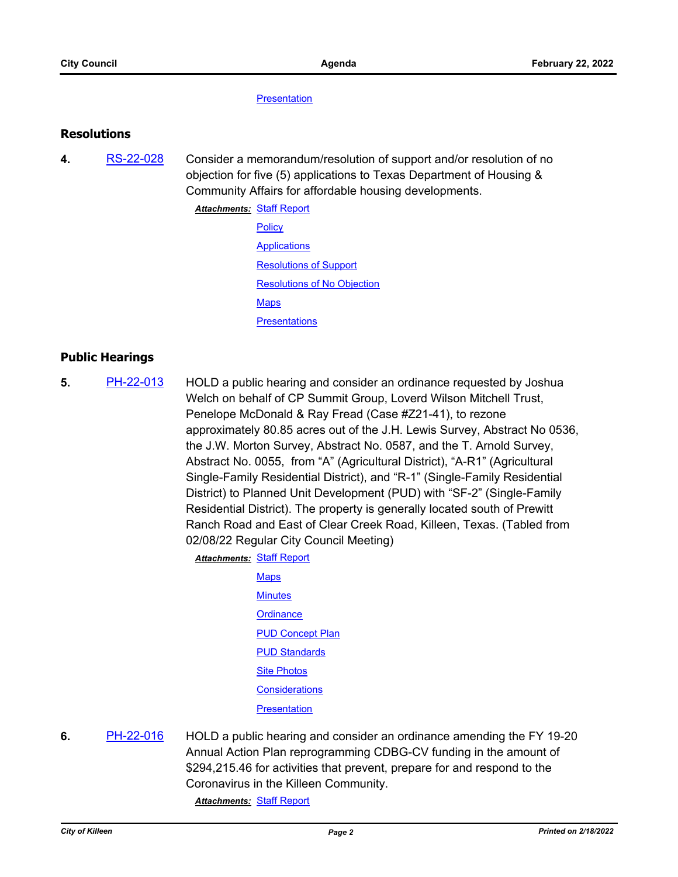Presentation

## Resolutions

**4.** RS-22-028 Consider a memorandum/resolution of support and/or resolution of no objection for five (5) applications to Texas Department of Housing & Community Affairs for affordable housing developments.

***Attachments:*** Staff Report
Policy
Applications
Resolutions of Support
Resolutions of No Objection
Maps
Presentations

## Public Hearings

**5.** PH-22-013 HOLD a public hearing and consider an ordinance requested by Joshua Welch on behalf of CP Summit Group, Loverd Wilson Mitchell Trust, Penelope McDonald & Ray Fread (Case #Z21-41), to rezone approximately 80.85 acres out of the J.H. Lewis Survey, Abstract No 0536, the J.W. Morton Survey, Abstract No. 0587, and the T. Arnold Survey, Abstract No. 0055, from "A" (Agricultural District), "A-R1" (Agricultural Single-Family Residential District), and "R-1" (Single-Family Residential District) to Planned Unit Development (PUD) with "SF-2" (Single-Family Residential District). The property is generally located south of Prewitt Ranch Road and East of Clear Creek Road, Killeen, Texas. (Tabled from 02/08/22 Regular City Council Meeting)

***Attachments:*** Staff Report
Maps
Minutes
Ordinance
PUD Concept Plan
PUD Standards
Site Photos
Considerations
Presentation

**6.** PH-22-016 HOLD a public hearing and consider an ordinance amending the FY 19-20 Annual Action Plan reprogramming CDBG-CV funding in the amount of $294,215.46 for activities that prevent, prepare for and respond to the Coronavirus in the Killeen Community.

***Attachments:*** Staff Report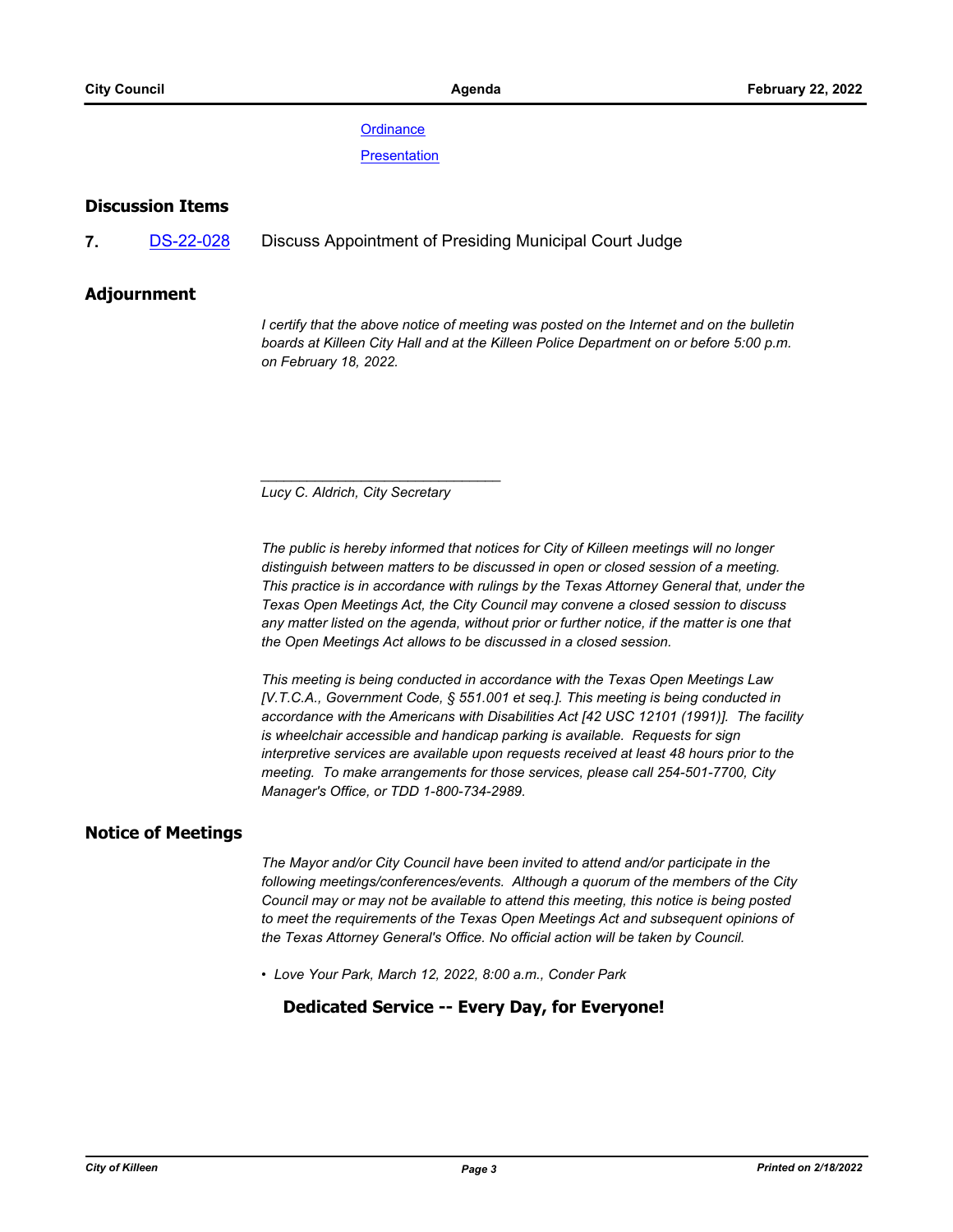Ordinance

Presentation

## Discussion Items

**7.** DS-22-028 Discuss Appointment of Presiding Municipal Court Judge

## Adjournment

*I certify that the above notice of meeting was posted on the Internet and on the bulletin boards at Killeen City Hall and at the Killeen Police Department on or before 5:00 p.m. on February 18, 2022.*

_______________________________

*Lucy C. Aldrich, City Secretary*

*The public is hereby informed that notices for City of Killeen meetings will no longer distinguish between matters to be discussed in open or closed session of a meeting. This practice is in accordance with rulings by the Texas Attorney General that, under the Texas Open Meetings Act, the City Council may convene a closed session to discuss any matter listed on the agenda, without prior or further notice, if the matter is one that the Open Meetings Act allows to be discussed in a closed session.*

*This meeting is being conducted in accordance with the Texas Open Meetings Law [V.T.C.A., Government Code, § 551.001 et seq.]. This meeting is being conducted in accordance with the Americans with Disabilities Act [42 USC 12101 (1991)]. The facility is wheelchair accessible and handicap parking is available. Requests for sign interpretive services are available upon requests received at least 48 hours prior to the meeting. To make arrangements for those services, please call 254-501-7700, City Manager's Office, or TDD 1-800-734-2989.*

## Notice of Meetings

*The Mayor and/or City Council have been invited to attend and/or participate in the following meetings/conferences/events. Although a quorum of the members of the City Council may or may not be available to attend this meeting, this notice is being posted to meet the requirements of the Texas Open Meetings Act and subsequent opinions of the Texas Attorney General's Office. No official action will be taken by Council.*

- *Love Your Park, March 12, 2022, 8:00 a.m., Conder Park*

**Dedicated Service -- Every Day, for Everyone!**